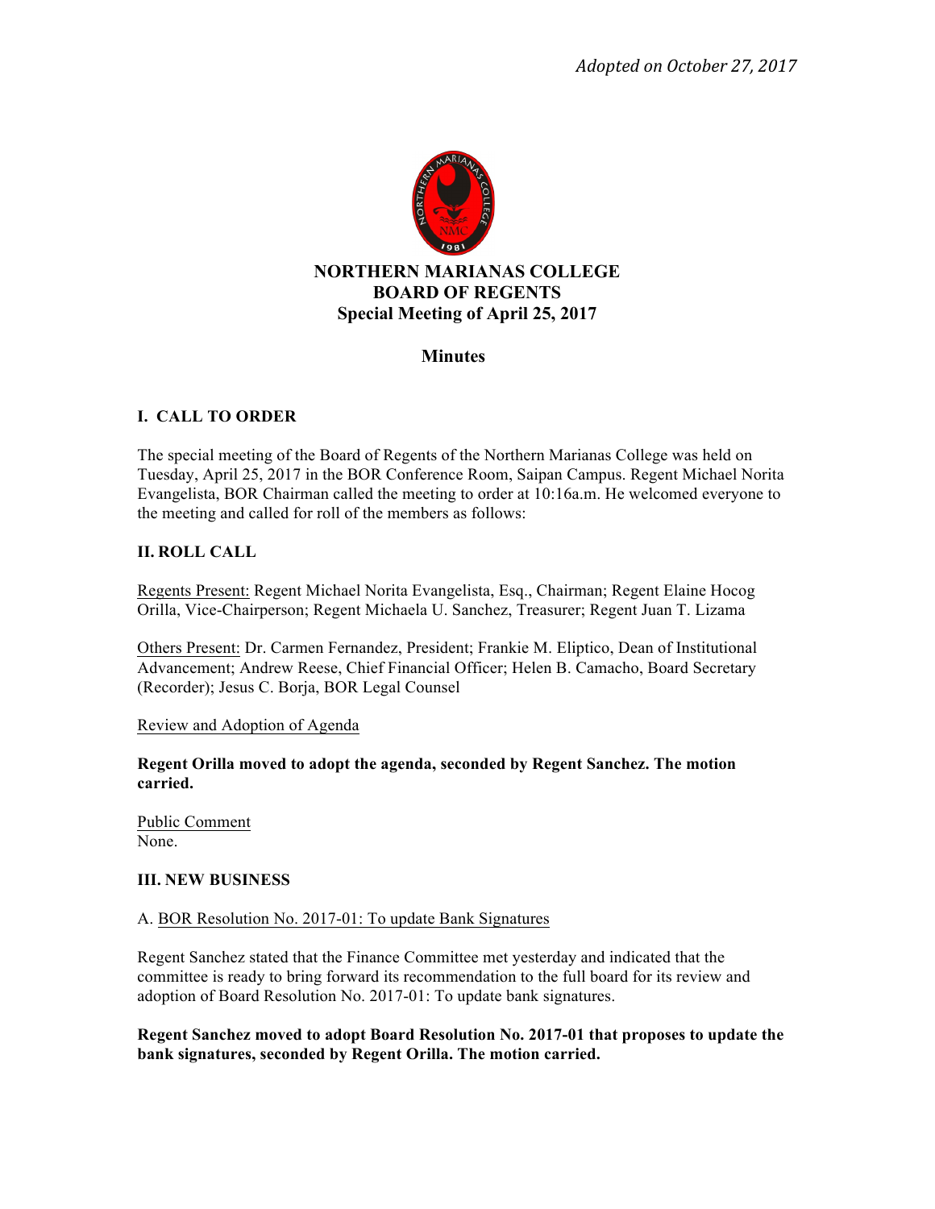*Adopted on October 27, 2017*

# NORTHERN MARIANAS COLLEGE
# BOARD OF REGENTS
## Special Meeting of April 25, 2017

## Minutes

### I. CALL TO ORDER

The special meeting of the Board of Regents of the Northern Marianas College was held on Tuesday, April 25, 2017 in the BOR Conference Room, Saipan Campus. Regent Michael Norita Evangelista, BOR Chairman called the meeting to order at 10:16a.m. He welcomed everyone to the meeting and called for roll of the members as follows:

### II. ROLL CALL

Regents Present: Regent Michael Norita Evangelista, Esq., Chairman; Regent Elaine Hocog Orilla, Vice-Chairperson; Regent Michaela U. Sanchez, Treasurer; Regent Juan T. Lizama

Others Present: Dr. Carmen Fernandez, President; Frankie M. Eliptico, Dean of Institutional Advancement; Andrew Reese, Chief Financial Officer; Helen B. Camacho, Board Secretary (Recorder); Jesus C. Borja, BOR Legal Counsel

Review and Adoption of Agenda

**Regent Orilla moved to adopt the agenda, seconded by Regent Sanchez. The motion carried.**

Public Comment
None.

### III. NEW BUSINESS

A. BOR Resolution No. 2017-01: To update Bank Signatures

Regent Sanchez stated that the Finance Committee met yesterday and indicated that the committee is ready to bring forward its recommendation to the full board for its review and adoption of Board Resolution No. 2017-01: To update bank signatures.

**Regent Sanchez moved to adopt Board Resolution No. 2017-01 that proposes to update the bank signatures, seconded by Regent Orilla. The motion carried.**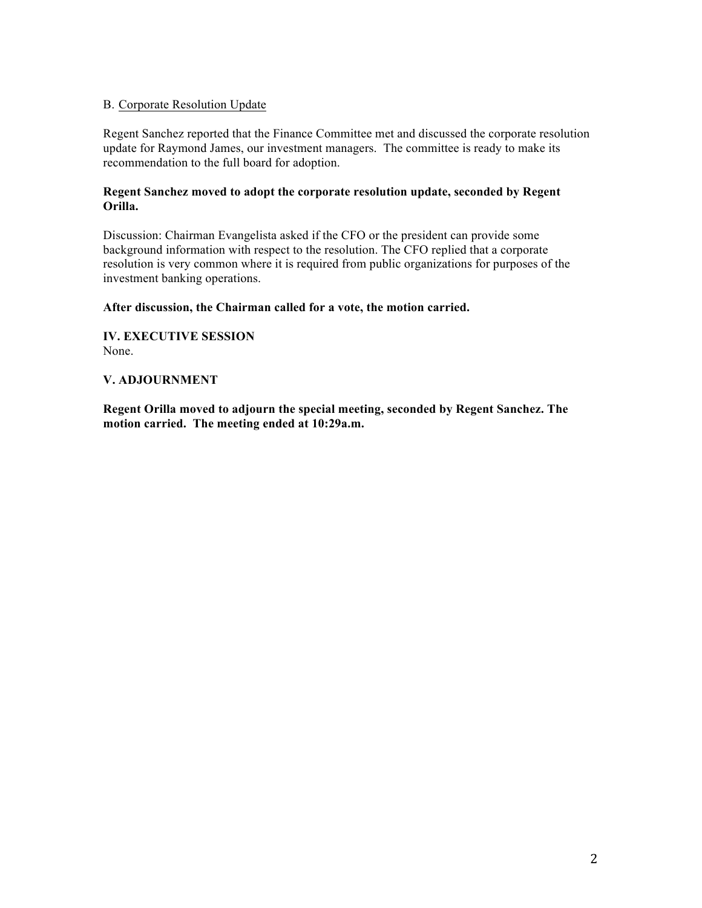B. Corporate Resolution Update

Regent Sanchez reported that the Finance Committee met and discussed the corporate resolution update for Raymond James, our investment managers. The committee is ready to make its recommendation to the full board for adoption.

**Regent Sanchez moved to adopt the corporate resolution update, seconded by Regent Orilla.**

Discussion: Chairman Evangelista asked if the CFO or the president can provide some background information with respect to the resolution. The CFO replied that a corporate resolution is very common where it is required from public organizations for purposes of the investment banking operations.

**After discussion, the Chairman called for a vote, the motion carried.**

## IV. EXECUTIVE SESSION

None.

## V. ADJOURNMENT

**Regent Orilla moved to adjourn the special meeting, seconded by Regent Sanchez. The motion carried. The meeting ended at 10:29a.m.**